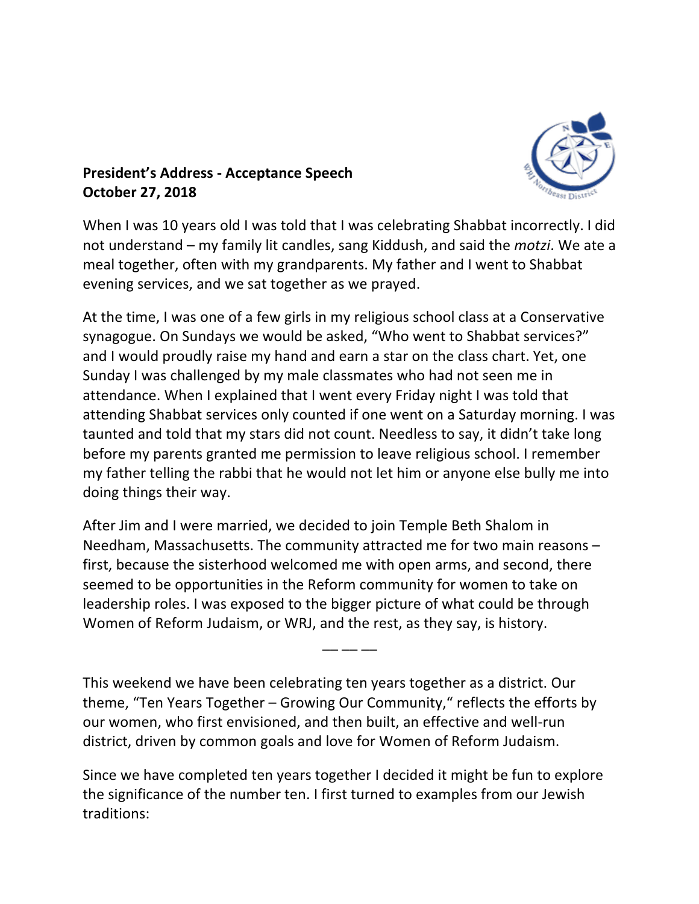**President's Address - Acceptance Speech**
**October 27, 2018**

When I was 10 years old I was told that I was celebrating Shabbat incorrectly. I did not understand – my family lit candles, sang Kiddush, and said the *motzi*. We ate a meal together, often with my grandparents. My father and I went to Shabbat evening services, and we sat together as we prayed.

At the time, I was one of a few girls in my religious school class at a Conservative synagogue. On Sundays we would be asked, "Who went to Shabbat services?" and I would proudly raise my hand and earn a star on the class chart. Yet, one Sunday I was challenged by my male classmates who had not seen me in attendance. When I explained that I went every Friday night I was told that attending Shabbat services only counted if one went on a Saturday morning. I was taunted and told that my stars did not count. Needless to say, it didn't take long before my parents granted me permission to leave religious school. I remember my father telling the rabbi that he would not let him or anyone else bully me into doing things their way.

After Jim and I were married, we decided to join Temple Beth Shalom in Needham, Massachusetts. The community attracted me for two main reasons – first, because the sisterhood welcomed me with open arms, and second, there seemed to be opportunities in the Reform community for women to take on leadership roles. I was exposed to the bigger picture of what could be through Women of Reform Judaism, or WRJ, and the rest, as they say, is history.

———

This weekend we have been celebrating ten years together as a district. Our theme, "Ten Years Together – Growing Our Community," reflects the efforts by our women, who first envisioned, and then built, an effective and well-run district, driven by common goals and love for Women of Reform Judaism.

Since we have completed ten years together I decided it might be fun to explore the significance of the number ten. I first turned to examples from our Jewish traditions: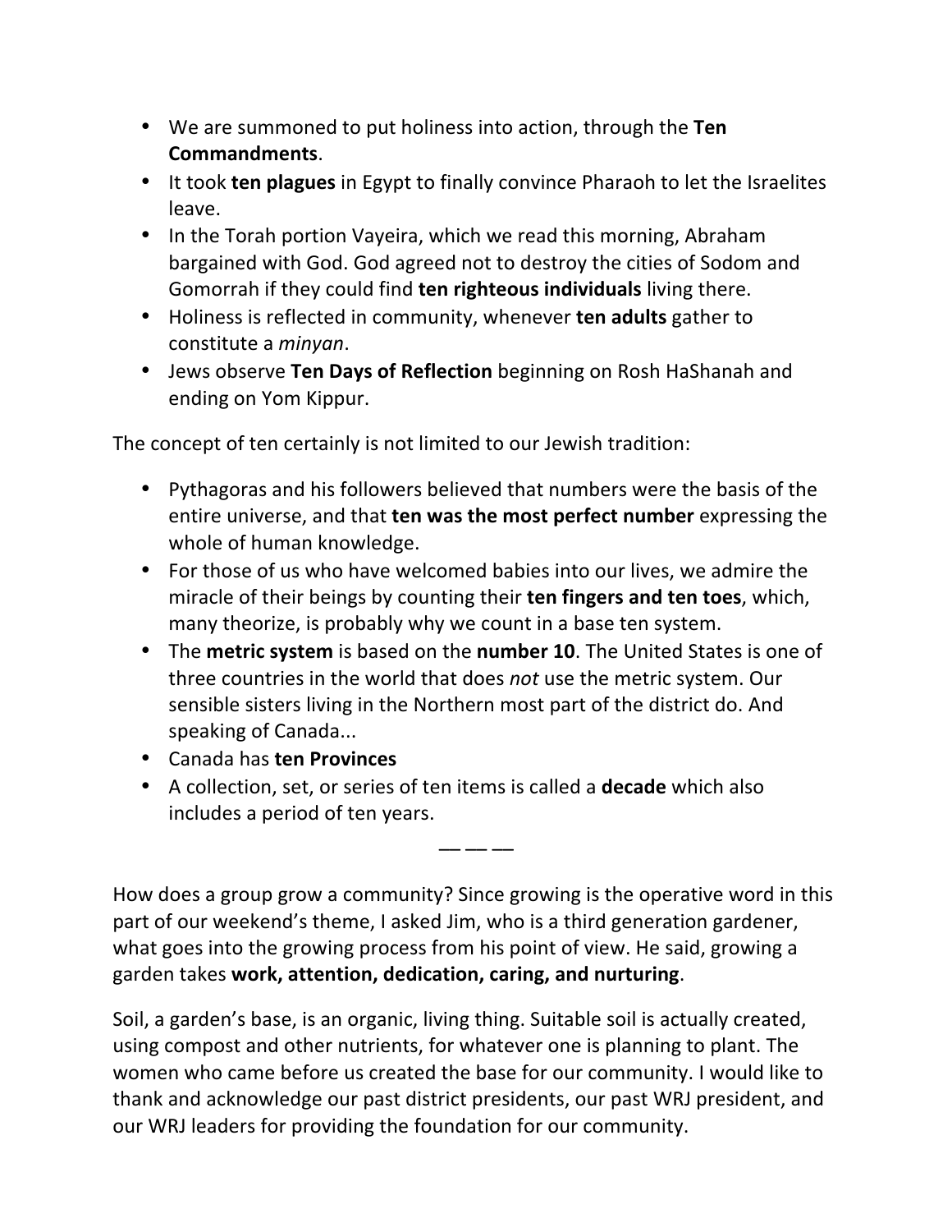- We are summoned to put holiness into action, through the **Ten Commandments**.
- It took **ten plagues** in Egypt to finally convince Pharaoh to let the Israelites leave.
- In the Torah portion Vayeira, which we read this morning, Abraham bargained with God. God agreed not to destroy the cities of Sodom and Gomorrah if they could find **ten righteous individuals** living there.
- Holiness is reflected in community, whenever **ten adults** gather to constitute a *minyan*.
- Jews observe **Ten Days of Reflection** beginning on Rosh HaShanah and ending on Yom Kippur.

The concept of ten certainly is not limited to our Jewish tradition:

- Pythagoras and his followers believed that numbers were the basis of the entire universe, and that **ten was the most perfect number** expressing the whole of human knowledge.
- For those of us who have welcomed babies into our lives, we admire the miracle of their beings by counting their **ten fingers and ten toes**, which, many theorize, is probably why we count in a base ten system.
- The **metric system** is based on the **number 10**. The United States is one of three countries in the world that does *not* use the metric system. Our sensible sisters living in the Northern most part of the district do. And speaking of Canada...
- Canada has **ten Provinces**
- A collection, set, or series of ten items is called a **decade** which also includes a period of ten years.

— — —

How does a group grow a community? Since growing is the operative word in this part of our weekend's theme, I asked Jim, who is a third generation gardener, what goes into the growing process from his point of view. He said, growing a garden takes **work, attention, dedication, caring, and nurturing**.

Soil, a garden's base, is an organic, living thing. Suitable soil is actually created, using compost and other nutrients, for whatever one is planning to plant. The women who came before us created the base for our community. I would like to thank and acknowledge our past district presidents, our past WRJ president, and our WRJ leaders for providing the foundation for our community.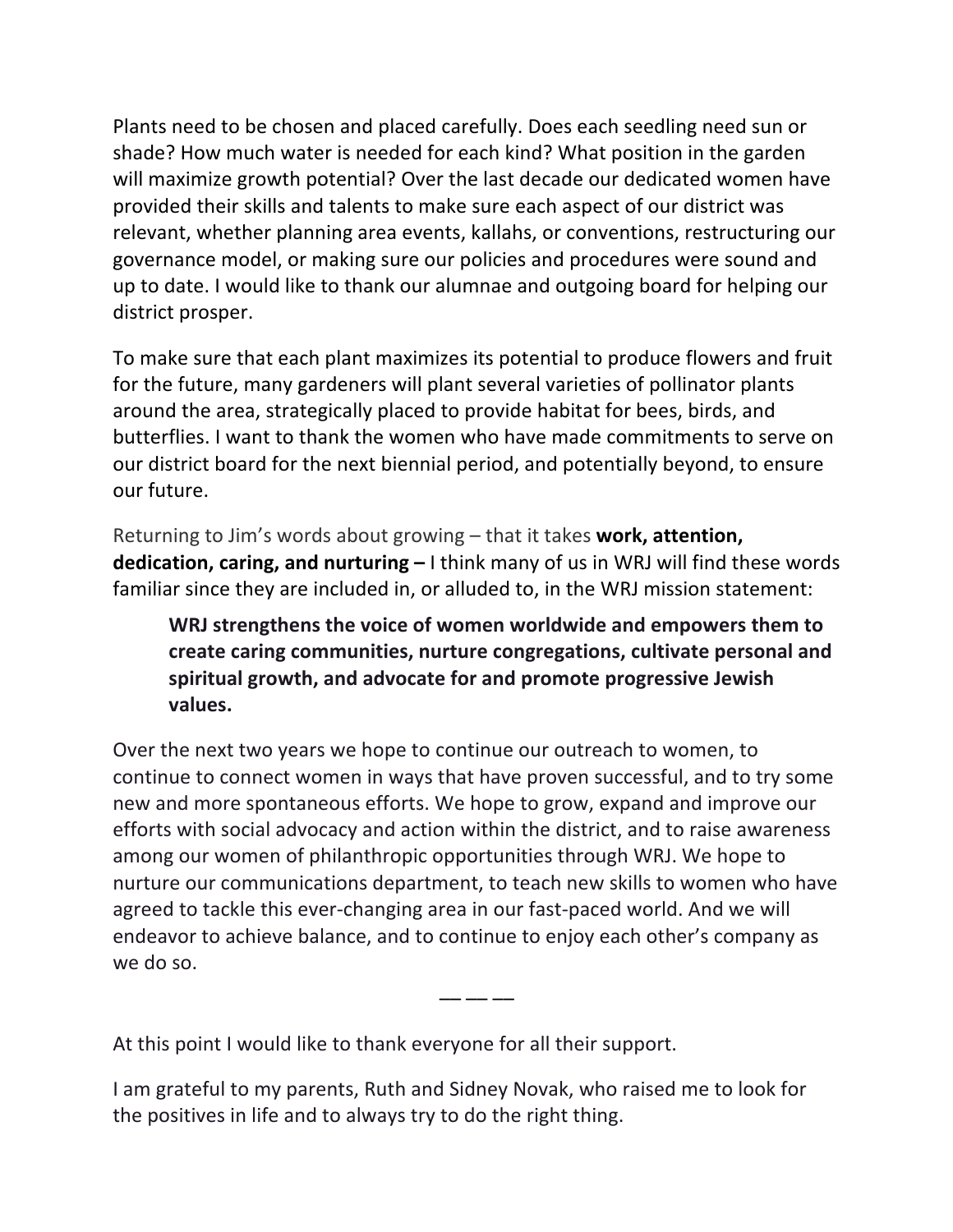Plants need to be chosen and placed carefully. Does each seedling need sun or shade? How much water is needed for each kind? What position in the garden will maximize growth potential? Over the last decade our dedicated women have provided their skills and talents to make sure each aspect of our district was relevant, whether planning area events, kallahs, or conventions, restructuring our governance model, or making sure our policies and procedures were sound and up to date. I would like to thank our alumnae and outgoing board for helping our district prosper.

To make sure that each plant maximizes its potential to produce flowers and fruit for the future, many gardeners will plant several varieties of pollinator plants around the area, strategically placed to provide habitat for bees, birds, and butterflies. I want to thank the women who have made commitments to serve on our district board for the next biennial period, and potentially beyond, to ensure our future.

Returning to Jim's words about growing – that it takes **work, attention, dedication, caring, and nurturing –** I think many of us in WRJ will find these words familiar since they are included in, or alluded to, in the WRJ mission statement:

> **WRJ strengthens the voice of women worldwide and empowers them to create caring communities, nurture congregations, cultivate personal and spiritual growth, and advocate for and promote progressive Jewish values.**

Over the next two years we hope to continue our outreach to women, to continue to connect women in ways that have proven successful, and to try some new and more spontaneous efforts. We hope to grow, expand and improve our efforts with social advocacy and action within the district, and to raise awareness among our women of philanthropic opportunities through WRJ. We hope to nurture our communications department, to teach new skills to women who have agreed to tackle this ever-changing area in our fast-paced world. And we will endeavor to achieve balance, and to continue to enjoy each other's company as we do so.

———

At this point I would like to thank everyone for all their support.

I am grateful to my parents, Ruth and Sidney Novak, who raised me to look for the positives in life and to always try to do the right thing.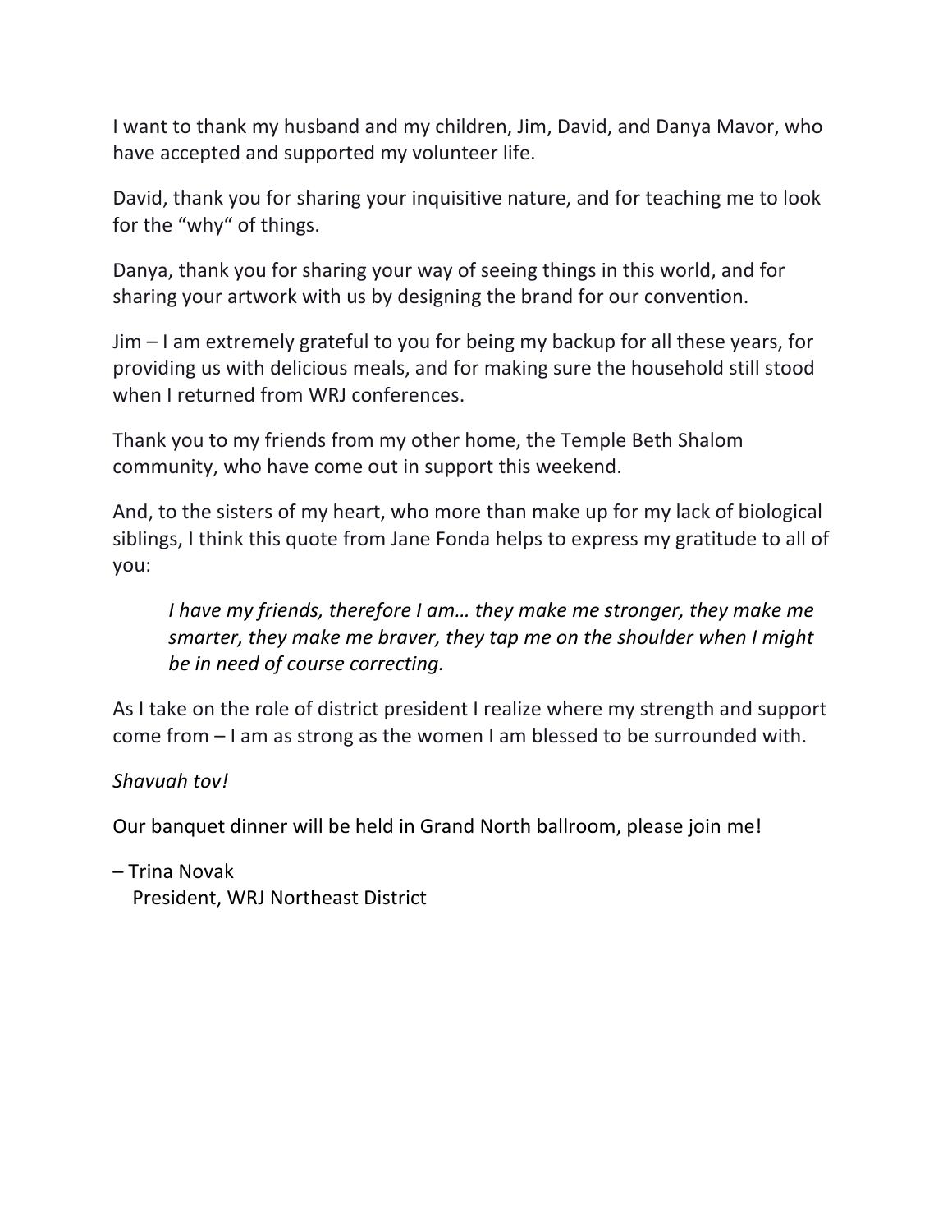I want to thank my husband and my children, Jim, David, and Danya Mavor, who have accepted and supported my volunteer life.

David, thank you for sharing your inquisitive nature, and for teaching me to look for the "why" of things.

Danya, thank you for sharing your way of seeing things in this world, and for sharing your artwork with us by designing the brand for our convention.

Jim – I am extremely grateful to you for being my backup for all these years, for providing us with delicious meals, and for making sure the household still stood when I returned from WRJ conferences.

Thank you to my friends from my other home, the Temple Beth Shalom community, who have come out in support this weekend.

And, to the sisters of my heart, who more than make up for my lack of biological siblings, I think this quote from Jane Fonda helps to express my gratitude to all of you:

> *I have my friends, therefore I am… they make me stronger, they make me smarter, they make me braver, they tap me on the shoulder when I might be in need of course correcting.*

As I take on the role of district president I realize where my strength and support come from – I am as strong as the women I am blessed to be surrounded with.

*Shavuah tov!*

Our banquet dinner will be held in Grand North ballroom, please join me!

– Trina Novak
President, WRJ Northeast District